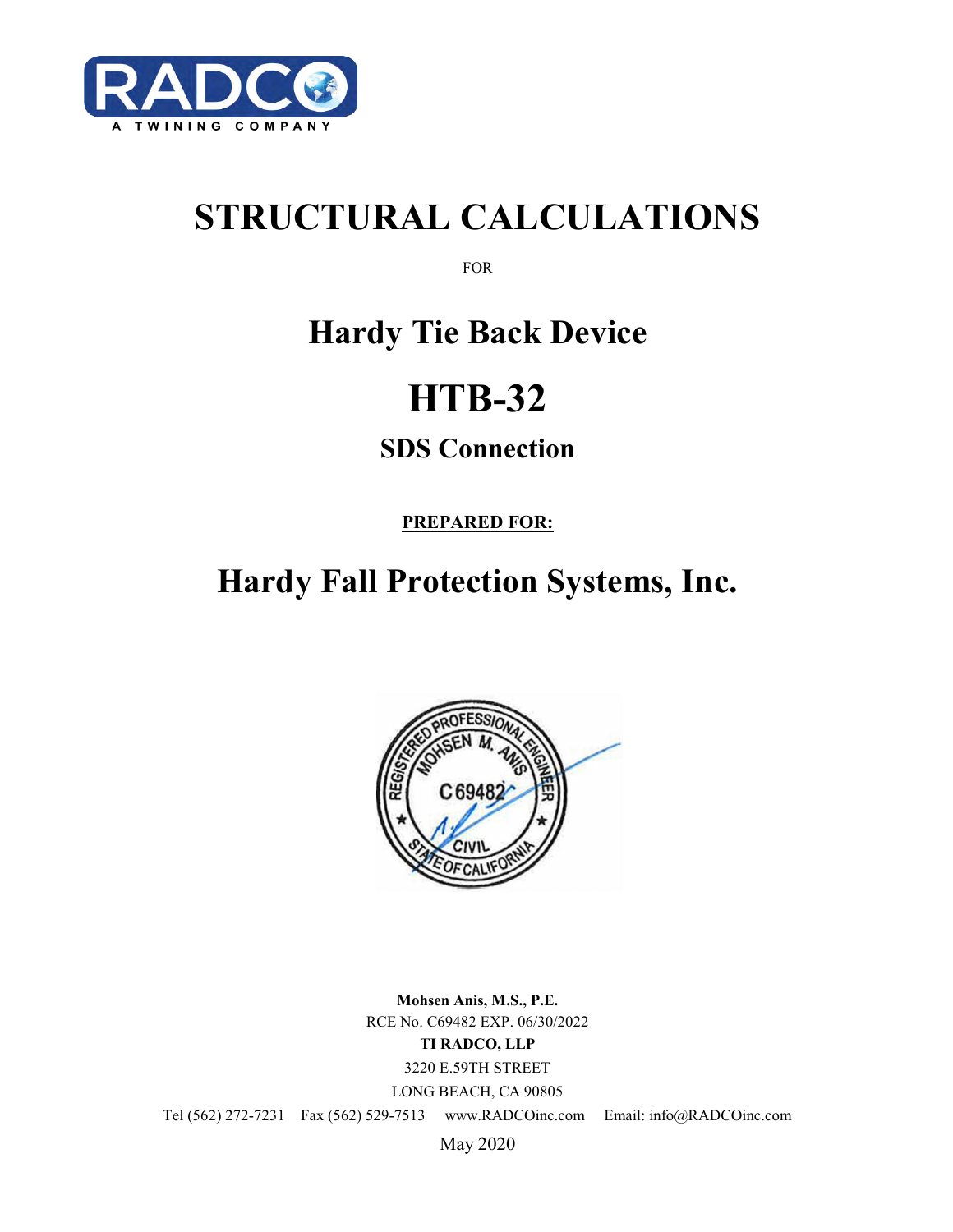RADCO

A TWINING COMPANY

# STRUCTURAL CALCULATIONS

FOR

## Hardy Tie Back Device

# HTB-32

### SDS Connection

**PREPARED FOR:**

## Hardy Fall Protection Systems, Inc.

REGISTERED PROFESSIONAL ENGINEER
MOHSEN M. ANIS
C 69482
CIVIL
STATE OF CALIFORNIA

**Mohsen Anis, M.S., P.E.**
RCE No. C69482 EXP. 06/30/2022
**TI RADCO, LLP**
3220 E.59TH STREET
LONG BEACH, CA 90805
Tel (562) 272-7231 Fax (562) 529-7513 www.RADCOinc.com Email: info@RADCOinc.com
May 2020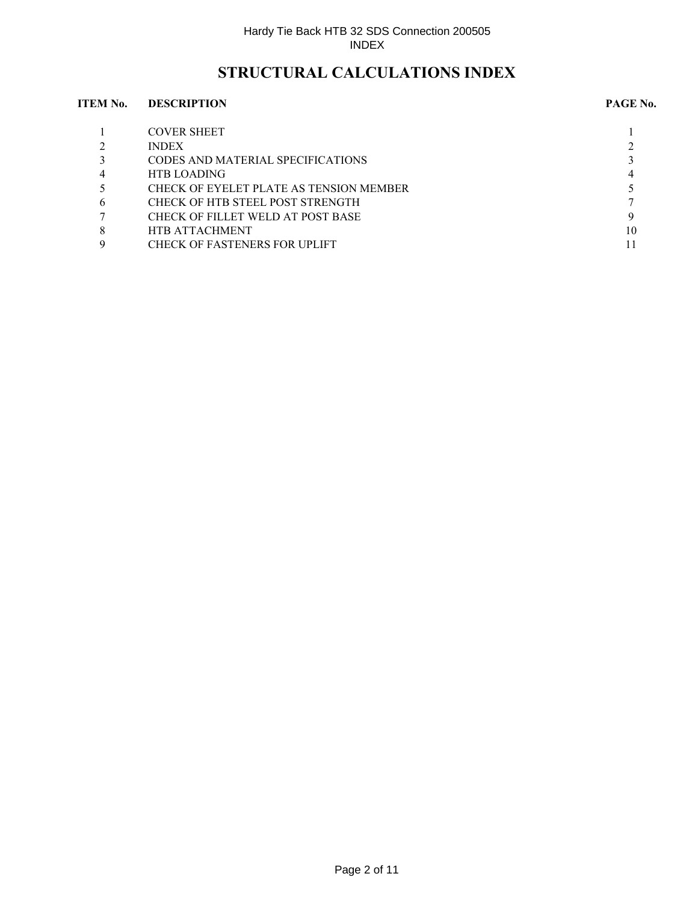# STRUCTURAL CALCULATIONS INDEX

| ITEM No. | DESCRIPTION | PAGE No. |
|---|---|---|
| 1 | COVER SHEET | 1 |
| 2 | INDEX | 2 |
| 3 | CODES AND MATERIAL SPECIFICATIONS | 3 |
| 4 | HTB LOADING | 4 |
| 5 | CHECK OF EYELET PLATE AS TENSION MEMBER | 5 |
| 6 | CHECK OF HTB STEEL POST STRENGTH | 7 |
| 7 | CHECK OF FILLET WELD AT POST BASE | 9 |
| 8 | HTB ATTACHMENT | 10 |
| 9 | CHECK OF FASTENERS FOR UPLIFT | 11 |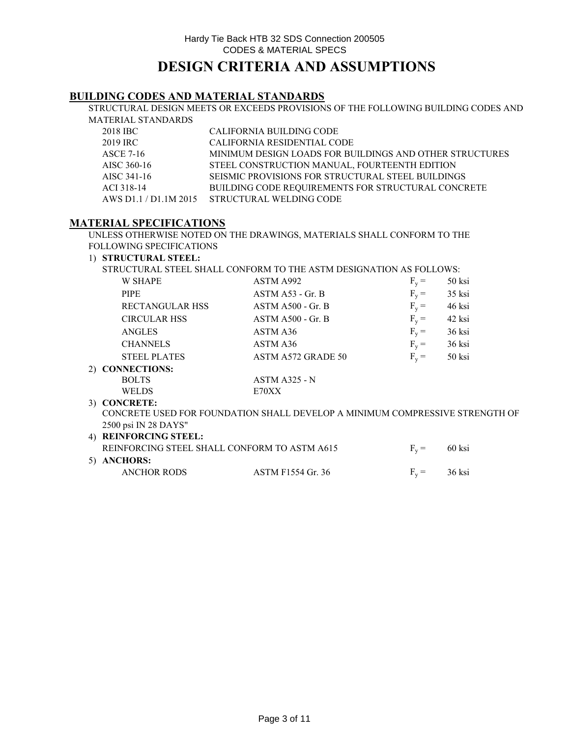# DESIGN CRITERIA AND ASSUMPTIONS

## BUILDING CODES AND MATERIAL STANDARDS

STRUCTURAL DESIGN MEETS OR EXCEEDS PROVISIONS OF THE FOLLOWING BUILDING CODES AND MATERIAL STANDARDS

| | |
|---|---|
| 2018 IBC | CALIFORNIA BUILDING CODE |
| 2019 IRC | CALIFORNIA RESIDENTIAL CODE |
| ASCE 7-16 | MINIMUM DESIGN LOADS FOR BUILDINGS AND OTHER STRUCTURES |
| AISC 360-16 | STEEL CONSTRUCTION MANUAL, FOURTEENTH EDITION |
| AISC 341-16 | SEISMIC PROVISIONS FOR STRUCTURAL STEEL BUILDINGS |
| ACI 318-14 | BUILDING CODE REQUIREMENTS FOR STRUCTURAL CONCRETE |
| AWS D1.1 / D1.1M 2015 | STRUCTURAL WELDING CODE |

## MATERIAL SPECIFICATIONS

UNLESS OTHERWISE NOTED ON THE DRAWINGS, MATERIALS SHALL CONFORM TO THE FOLLOWING SPECIFICATIONS

1) **STRUCTURAL STEEL:**

STRUCTURAL STEEL SHALL CONFORM TO THE ASTM DESIGNATION AS FOLLOWS:

| | | | |
|---|---|---|---|
| W SHAPE | ASTM A992 | $F_y$ = | 50 ksi |
| PIPE | ASTM A53 - Gr. B | $F_y$ = | 35 ksi |
| RECTANGULAR HSS | ASTM A500 - Gr. B | $F_y$ = | 46 ksi |
| CIRCULAR HSS | ASTM A500 - Gr. B | $F_y$ = | 42 ksi |
| ANGLES | ASTM A36 | $F_y$ = | 36 ksi |
| CHANNELS | ASTM A36 | $F_y$ = | 36 ksi |
| STEEL PLATES | ASTM A572 GRADE 50 | $F_y$ = | 50 ksi |

2) **CONNECTIONS:**

| | |
|---|---|
| BOLTS | ASTM A325 - N |
| WELDS | E70XX |

3) **CONCRETE:**

CONCRETE USED FOR FOUNDATION SHALL DEVELOP A MINIMUM COMPRESSIVE STRENGTH OF 2500 psi IN 28 DAYS"

4) **REINFORCING STEEL:**

REINFORCING STEEL SHALL CONFORM TO ASTM A615 $F_y$ = 60 ksi

5) **ANCHORS:**

| | | | |
|---|---|---|---|
| ANCHOR RODS | ASTM F1554 Gr. 36 | $F_y$ = | 36 ksi |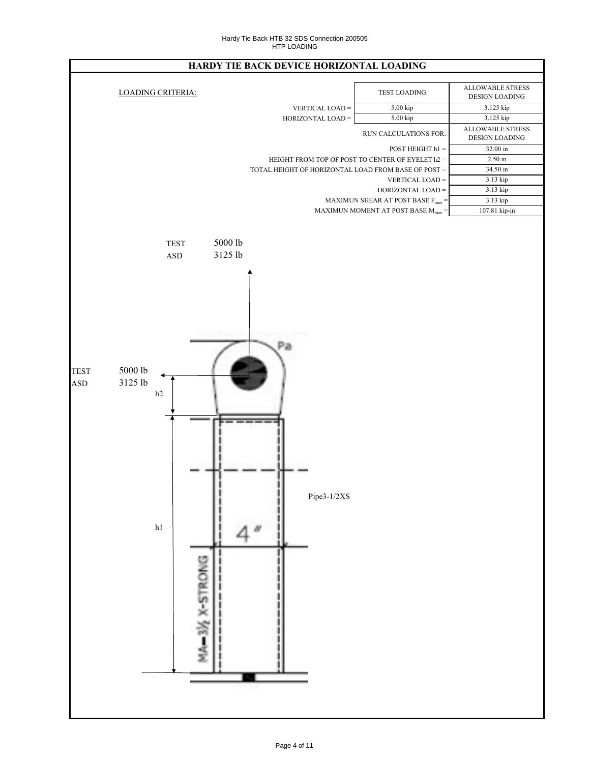# HARDY TIE BACK DEVICE HORIZONTAL LOADING

| LOADING CRITERIA: | TEST LOADING | ALLOWABLE STRESS DESIGN LOADING |
|---|---|---|
| VERTICAL LOAD = | 5.00 kip | 3.125 kip |
| HORIZONTAL LOAD = | 5.00 kip | 3.125 kip |

| RUN CALCULATIONS FOR: | ALLOWABLE STRESS DESIGN LOADING |
|---|---|
| POST HEIGHT h1 = | 32.00 in |
| HEIGHT FROM TOP OF POST TO CENTER OF EYELET h2 = | 2.50 in |
| TOTAL HEIGHT OF HORIZONTAL LOAD FROM BASE OF POST = | 34.50 in |
| VERTICAL LOAD = | 3.13 kip |
| HORIZONTAL LOAD = | 3.13 kip |
| MAXIMUN SHEAR AT POST BASE $F_{max}$ = | 3.13 kip |
| MAXIMUN MOMENT AT POST BASE $M_{max}$ = | 107.81 kip-in |

TEST 5000 lb
ASD 3125 lb

TEST 5000 lb
ASD 3125 lb

h2

h1

Pipe3-1/2XS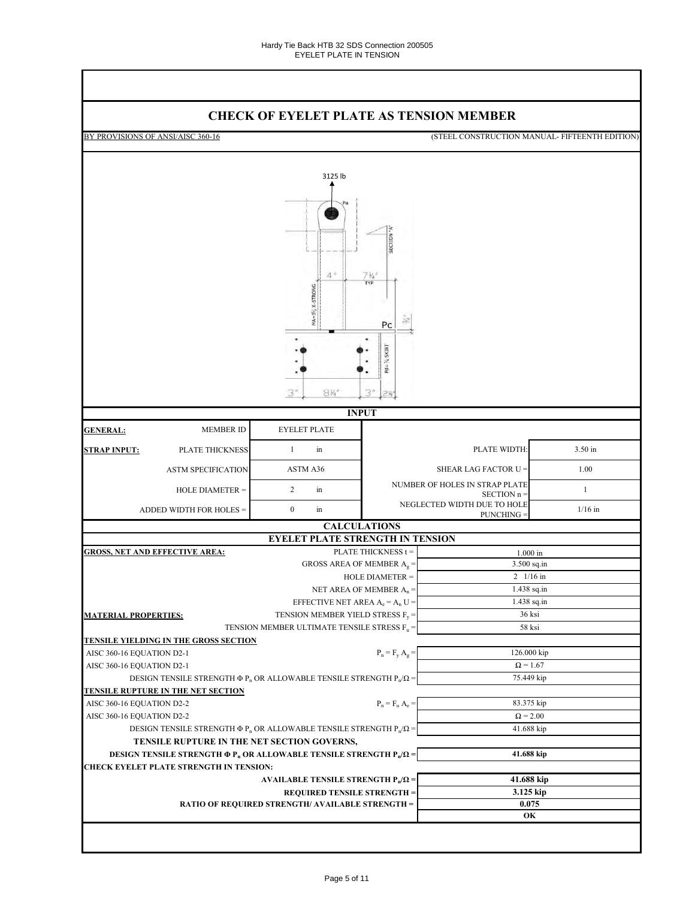# CHECK OF EYELET PLATE AS TENSION MEMBER

BY PROVISIONS OF ANSI/AISC 360-16 (STEEL CONSTRUCTION MANUAL- FIFTEENTH EDITION)

3125 lb

## INPUT

| | | | | |
|---|---|---|---|---|
| **GENERAL:** | MEMBER ID | EYELET PLATE | | |
| **STRAP INPUT:** | PLATE THICKNESS | 1 in | PLATE WIDTH: | 3.50 in |
| | ASTM SPECIFICATION | ASTM A36 | SHEAR LAG FACTOR U = | 1.00 |
| | HOLE DIAMETER = | 2 in | NUMBER OF HOLES IN STRAP PLATE SECTION n = | 1 |
| | ADDED WIDTH FOR HOLES = | 0 in | NEGLECTED WIDTH DUE TO HOLE PUNCHING = | 1/16 in |

## CALCULATIONS

### EYELET PLATE STRENGTH IN TENSION

| | | |
|---|---|---|
| **GROSS, NET AND EFFECTIVE AREA:** | PLATE THICKNESS t = | 1.000 in |
| | GROSS AREA OF MEMBER $A_g$ = | 3.500 sq.in |
| | HOLE DIAMETER = | 2 1/16 in |
| | NET AREA OF MEMBER $A_n$ = | 1.438 sq.in |
| | EFFECTIVE NET AREA $A_e = A_n U$ = | 1.438 sq.in |
| **MATERIAL PROPERTIES:** | TENSION MEMBER YIELD STRESS $F_y$ = | 36 ksi |
| | TENSION MEMBER ULTIMATE TENSILE STRESS $F_u$ = | 58 ksi |
| **TENSILE YIELDING IN THE GROSS SECTION** | | |
| AISC 360-16 EQUATION D2-1 | $P_n = F_y A_g$ = | 126.000 kip |
| AISC 360-16 EQUATION D2-1 | | $\Omega = 1.67$ |
| | DESIGN TENSILE STRENGTH $\Phi P_n$ OR ALLOWABLE TENSILE STRENGTH $P_n/\Omega$ = | 75.449 kip |
| **TENSILE RUPTURE IN THE NET SECTION** | | |
| AISC 360-16 EQUATION D2-2 | $P_n = F_u A_e$ = | 83.375 kip |
| AISC 360-16 EQUATION D2-2 | | $\Omega = 2.00$ |
| | DESIGN TENSILE STRENGTH $\Phi P_n$ OR ALLOWABLE TENSILE STRENGTH $P_n/\Omega$ = | 41.688 kip |
| **TENSILE RUPTURE IN THE NET SECTION GOVERNS,** | | |
| | **DESIGN TENSILE STRENGTH $\Phi P_n$ OR ALLOWABLE TENSILE STRENGTH $P_n/\Omega$ =** | **41.688 kip** |
| **CHECK EYELET PLATE STRENGTH IN TENSION:** | | |
| | **AVAILABLE TENSILE STRENGTH $P_n/\Omega$ =** | **41.688 kip** |
| | **REQUIRED TENSILE STRENGTH =** | **3.125 kip** |
| | **RATIO OF REQUIRED STRENGTH/ AVAILABLE STRENGTH =** | **0.075** |
| | | **OK** |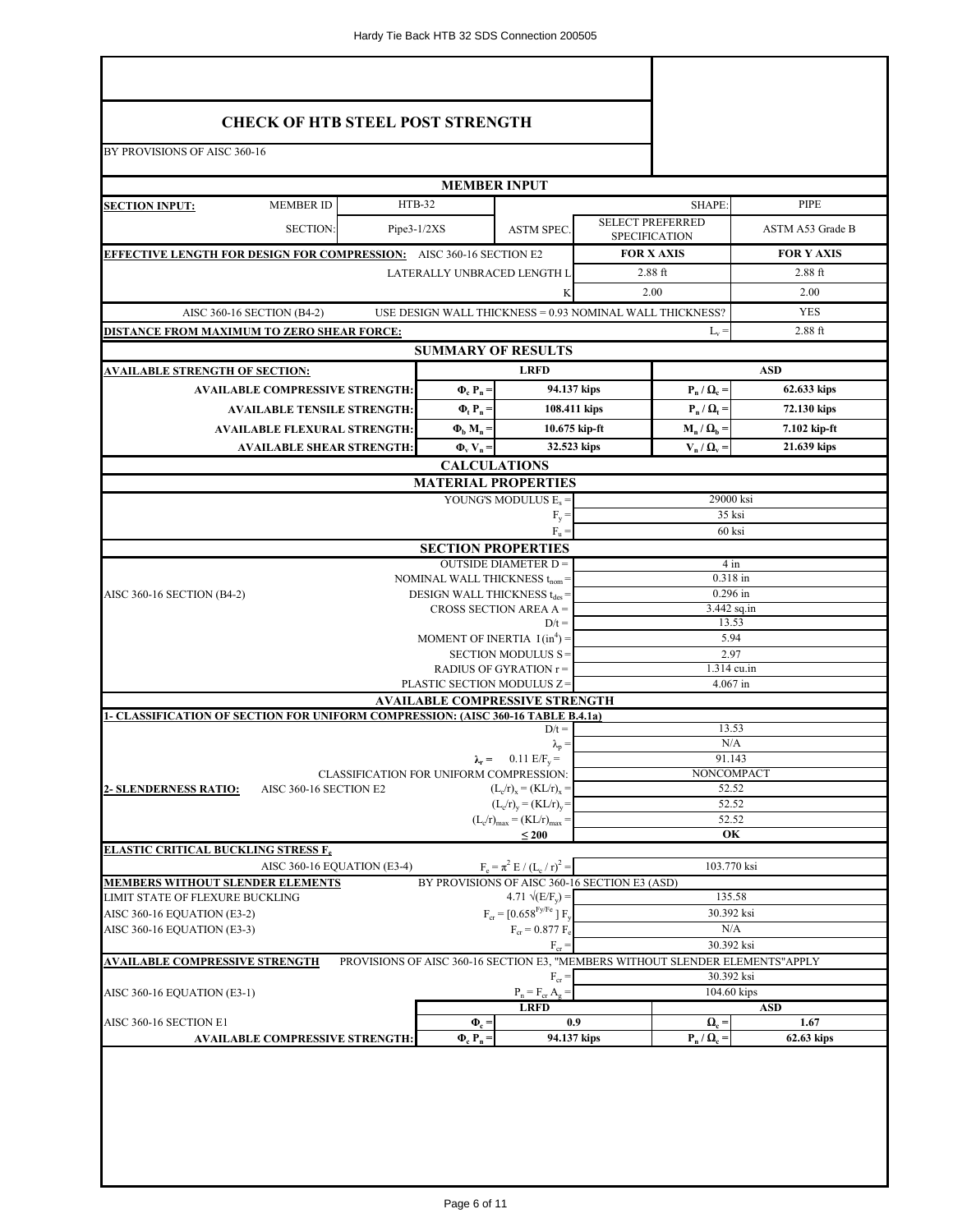# CHECK OF HTB STEEL POST STRENGTH

BY PROVISIONS OF AISC 360-16

## MEMBER INPUT

| | | | | | | |
|---|---|---|---|---|---|---|
| **SECTION INPUT:** | MEMBER ID | HTB-32 | | | SHAPE: | PIPE |
| | SECTION: | Pipe3-1/2XS | ASTM SPEC. | SELECT PREFERRED SPECIFICATION | | ASTM A53 Grade B |
| **EFFECTIVE LENGTH FOR DESIGN FOR COMPRESSION:** | AISC 360-16 SECTION E2 | | | **FOR X AXIS** | | **FOR Y AXIS** |
| | | LATERALLY UNBRACED LENGTH L | | 2.88 ft | | 2.88 ft |
| | | | K | 2.00 | | 2.00 |
| AISC 360-16 SECTION (B4-2) | USE DESIGN WALL THICKNESS = 0.93 NOMINAL WALL THICKNESS? | | | | | YES |
| **DISTANCE FROM MAXIMUM TO ZERO SHEAR FORCE:** | | | | | $L_v$ = | 2.88 ft |

## SUMMARY OF RESULTS

| AVAILABLE STRENGTH OF SECTION: | LRFD | | ASD | |
|---|---|---|---|---|
| **AVAILABLE COMPRESSIVE STRENGTH:** | $\Phi_c P_n$ = | 94.137 kips | $P_n / \Omega_c$ = | 62.633 kips |
| **AVAILABLE TENSILE STRENGTH:** | $\Phi_t P_n$ = | 108.411 kips | $P_n / \Omega_t$ = | 72.130 kips |
| **AVAILABLE FLEXURAL STRENGTH:** | $\Phi_b M_n$ = | 10.675 kip-ft | $M_n / \Omega_b$ = | 7.102 kip-ft |
| **AVAILABLE SHEAR STRENGTH:** | $\Phi_v V_n$ = | 32.523 kips | $V_n / \Omega_v$ = | 21.639 kips |

## CALCULATIONS

### MATERIAL PROPERTIES

| | |
|---|---|
| YOUNG'S MODULUS $E_s$ = | 29000 ksi |
| $F_y$ = | 35 ksi |
| $F_u$ = | 60 ksi |

### SECTION PROPERTIES

| | | |
|---|---|---|
| | OUTSIDE DIAMETER D = | 4 in |
| | NOMINAL WALL THICKNESS $t_{nom}$ = | 0.318 in |
| AISC 360-16 SECTION (B4-2) | DESIGN WALL THICKNESS $t_{des}$ = | 0.296 in |
| | CROSS SECTION AREA A = | 3.442 sq.in |
| | D/t = | 13.53 |
| | MOMENT OF INERTIA I ($in^4$) = | 5.94 |
| | SECTION MODULUS S = | 2.97 |
| | RADIUS OF GYRATION r = | 1.314 cu.in |
| | PLASTIC SECTION MODULUS Z = | 4.067 in |

### AVAILABLE COMPRESSIVE STRENGTH

**1- CLASSIFICATION OF SECTION FOR UNIFORM COMPRESSION: (AISC 360-16 TABLE B.4.1a)**

| | | |
|---|---|---|
| | D/t = | 13.53 |
| | $\lambda_p$ = | N/A |
| | $\lambda_r$ = $0.11\ E/F_y$ = | 91.143 |
| | CLASSIFICATION FOR UNIFORM COMPRESSION: | NONCOMPACT |
| **2- SLENDERNESS RATIO:** AISC 360-16 SECTION E2 | $(L_c/r)_x = (KL/r)_x$ = | 52.52 |
| | $(L_c/r)_y = (KL/r)_y$ = | 52.52 |
| | $(L_c/r)_{max} = (KL/r)_{max}$ = | 52.52 |
| | ≤ 200 | **OK** |

**ELASTIC CRITICAL BUCKLING STRESS $F_e$**

| | | |
|---|---|---|
| AISC 360-16 EQUATION (E3-4) | $F_e = \pi^2 E / (L_c / r)^2$ = | 103.770 ksi |

**MEMBERS WITHOUT SLENDER ELEMENTS** — BY PROVISIONS OF AISC 360-16 SECTION E3 (ASD)

| | | |
|---|---|---|
| LIMIT STATE OF FLEXURE BUCKLING | $4.71\sqrt{(E/F_y)}$ = | 135.58 |
| AISC 360-16 EQUATION (E3-2) | $F_{cr} = [0.658^{Fy/Fe}]\ F_y$ | 30.392 ksi |
| AISC 360-16 EQUATION (E3-3) | $F_{cr} = 0.877\ F_e$ | N/A |
| | $F_{cr}$ = | 30.392 ksi |

**AVAILABLE COMPRESSIVE STRENGTH** — PROVISIONS OF AISC 360-16 SECTION E3, "MEMBERS WITHOUT SLENDER ELEMENTS"APPLY

| | | | | |
|---|---|---|---|---|
| | $F_{cr}$ = | 30.392 ksi | | |
| AISC 360-16 EQUATION (E3-1) | $P_n = F_{cr} A_g$ = | 104.60 kips | | |
| | **LRFD** | | **ASD** | |
| AISC 360-16 SECTION E1 | $\Phi_c$ = | 0.9 | $\Omega_c$ = | 1.67 |
| **AVAILABLE COMPRESSIVE STRENGTH:** | $\Phi_c P_n$ = | 94.137 kips | $P_n / \Omega_c$ = | 62.63 kips |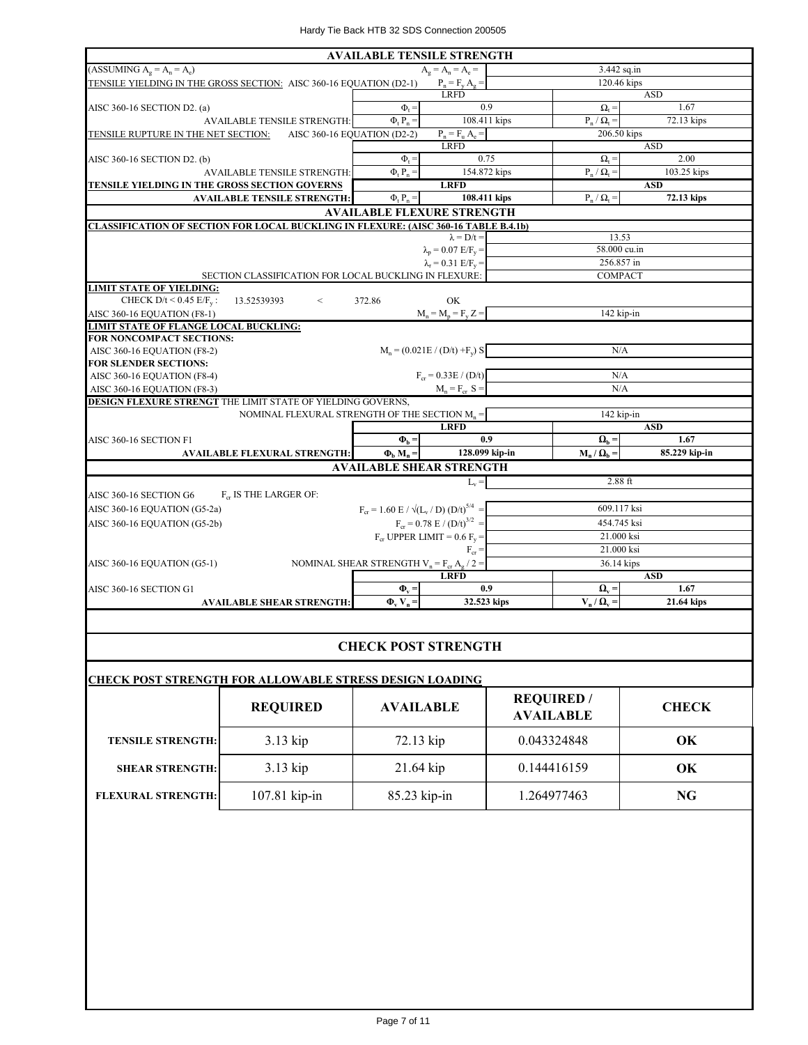## AVAILABLE TENSILE STRENGTH

| | | | | |
|---|---|---|---|---|
| (ASSUMING $A_g = A_n = A_e$) | $A_g = A_n = A_e =$ | | 3.442 sq.in | |
| TENSILE YIELDING IN THE GROSS SECTION: AISC 360-16 EQUATION (D2-1) | $P_n = F_y A_g =$ | | 120.46 kips | |
| | LRFD | | ASD | |
| AISC 360-16 SECTION D2. (a) | $\Phi_t =$ | 0.9 | $\Omega_t =$ | 1.67 |
| AVAILABLE TENSILE STRENGTH: | $\Phi_t P_n =$ | 108.411 kips | $P_n / \Omega_t =$ | 72.13 kips |
| TENSILE RUPTURE IN THE NET SECTION: AISC 360-16 EQUATION (D2-2) | $P_n = F_u A_e =$ | | 206.50 kips | |
| | LRFD | | ASD | |
| AISC 360-16 SECTION D2. (b) | $\Phi_t =$ | 0.75 | $\Omega_t =$ | 2.00 |
| AVAILABLE TENSILE STRENGTH: | $\Phi_t P_n =$ | 154.872 kips | $P_n / \Omega_t =$ | 103.25 kips |
| **TENSILE YIELDING IN THE GROSS SECTION GOVERNS** | **LRFD** | | **ASD** | |
| **AVAILABLE TENSILE STRENGTH:** | $\Phi_t P_n =$ | **108.411 kips** | $P_n / \Omega_t =$ | **72.13 kips** |

## AVAILABLE FLEXURE STRENGTH

**CLASSIFICATION OF SECTION FOR LOCAL BUCKLING IN FLEXURE: (AISC 360-16 TABLE B.4.1b)**

| | | |
|---|---|---|
| | $\lambda = D/t =$ | 13.53 |
| | $\lambda_p = 0.07\ E/F_y =$ | 58.000 cu.in |
| | $\lambda_r = 0.31\ E/F_y =$ | 256.857 in |
| SECTION CLASSIFICATION FOR LOCAL BUCKLING IN FLEXURE: | | COMPACT |

**LIMIT STATE OF YIELDING:**

CHECK $D/t < 0.45\ E/F_y$ : 13.52539393 < 372.86 OK

| | | |
|---|---|---|
| AISC 360-16 EQUATION (F8-1) | $M_n = M_p = F_y Z =$ | 142 kip-in |

**LIMIT STATE OF FLANGE LOCAL BUCKLING:**

**FOR NONCOMPACT SECTIONS:**

| | | |
|---|---|---|
| AISC 360-16 EQUATION (F8-2) | $M_n = (0.021E / (D/t) + F_y)\ S$ | N/A |

**FOR SLENDER SECTIONS:**

| | | |
|---|---|---|
| AISC 360-16 EQUATION (F8-4) | $F_{cr} = 0.33E / (D/t)$ | N/A |
| AISC 360-16 EQUATION (F8-3) | $M_n = F_{cr}\ S =$ | N/A |

**DESIGN FLEXURE STRENGT** THE LIMIT STATE OF YIELDING GOVERNS,

| | | | | |
|---|---|---|---|---|
| NOMINAL FLEXURAL STRENGTH OF THE SECTION $M_n =$ | | | 142 kip-in | |
| | **LRFD** | | **ASD** | |
| AISC 360-16 SECTION F1 | $\Phi_b =$ | **0.9** | $\Omega_b =$ | **1.67** |
| **AVAILABLE FLEXURAL STRENGTH:** | $\Phi_b M_n =$ | **128.099 kip-in** | $M_n / \Omega_b =$ | **85.229 kip-in** |

## AVAILABLE SHEAR STRENGTH

| | | | | |
|---|---|---|---|---|
| | $L_v =$ | | 2.88 ft | |
| AISC 360-16 SECTION G6 — $F_{cr}$ IS THE LARGER OF: | | | | |
| AISC 360-16 EQUATION (G5-2a) | $F_{cr} = 1.60\ E / \sqrt{(L_v / D)}\ (D/t)^{5/4} =$ | | 609.117 ksi | |
| AISC 360-16 EQUATION (G5-2b) | $F_{cr} = 0.78\ E / (D/t)^{3/2} =$ | | 454.745 ksi | |
| | $F_{cr}$ UPPER LIMIT $= 0.6\ F_y =$ | | 21.000 ksi | |
| | $F_{cr} =$ | | 21.000 ksi | |
| AISC 360-16 EQUATION (G5-1) | NOMINAL SHEAR STRENGTH $V_n = F_{cr} A_g / 2 =$ | | 36.14 kips | |
| | **LRFD** | | **ASD** | |
| AISC 360-16 SECTION G1 | $\Phi_v =$ | **0.9** | $\Omega_v =$ | **1.67** |
| **AVAILABLE SHEAR STRENGTH:** | $\Phi_v V_n =$ | **32.523 kips** | $V_n / \Omega_v =$ | **21.64 kips** |

## CHECK POST STRENGTH

**CHECK POST STRENGTH FOR ALLOWABLE STRESS DESIGN LOADING**

| | **REQUIRED** | **AVAILABLE** | **REQUIRED / AVAILABLE** | **CHECK** |
|---|---|---|---|---|
| **TENSILE STRENGTH:** | 3.13 kip | 72.13 kip | 0.043324848 | **OK** |
| **SHEAR STRENGTH:** | 3.13 kip | 21.64 kip | 0.144416159 | **OK** |
| **FLEXURAL STRENGTH:** | 107.81 kip-in | 85.23 kip-in | 1.264977463 | **NG** |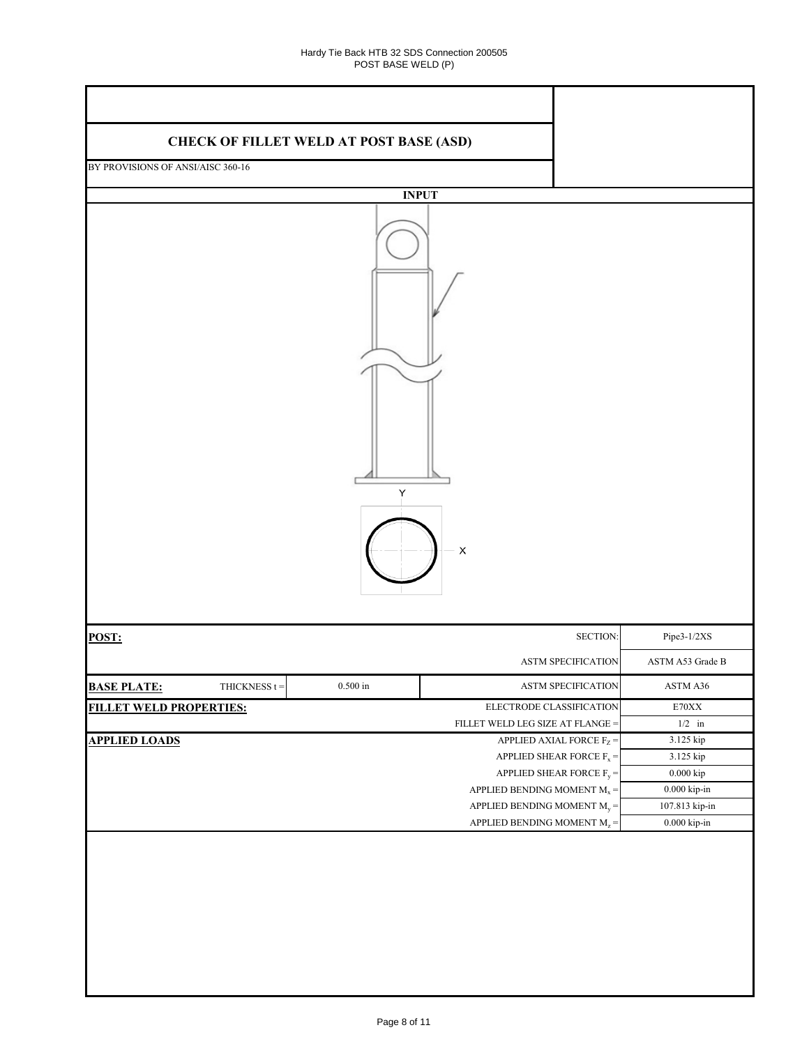# CHECK OF FILLET WELD AT POST BASE (ASD)

BY PROVISIONS OF ANSI/AISC 360-16

## INPUT

Y

X

| | | | |
|---|---|---|---|
| **POST:** | | SECTION: | Pipe3-1/2XS |
| | | ASTM SPECIFICATION | ASTM A53 Grade B |
| **BASE PLATE:** | THICKNESS t = 0.500 in | ASTM SPECIFICATION | ASTM A36 |
| **FILLET WELD PROPERTIES:** | | ELECTRODE CLASSIFICATION | E70XX |
| | | FILLET WELD LEG SIZE AT FLANGE = | 1/2 in |
| **APPLIED LOADS** | | APPLIED AXIAL FORCE $F_Z$ = | 3.125 kip |
| | | APPLIED SHEAR FORCE $F_x$ = | 3.125 kip |
| | | APPLIED SHEAR FORCE $F_y$ = | 0.000 kip |
| | | APPLIED BENDING MOMENT $M_x$ = | 0.000 kip-in |
| | | APPLIED BENDING MOMENT $M_y$ = | 107.813 kip-in |
| | | APPLIED BENDING MOMENT $M_z$ = | 0.000 kip-in |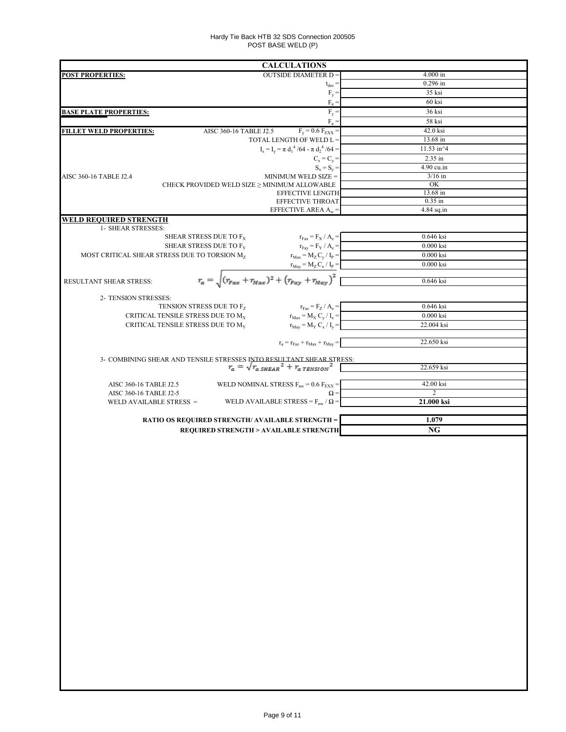Hardy Tie Back HTB 32 SDS Connection 200505
POST BASE WELD (P)

## CALCULATIONS

| | | |
|---|---|---|
| **POST PROPERTIES:** | OUTSIDE DIAMETER D = | 4.000 in |
| | $t_{des}$ = | 0.296 in |
| | $F_y$ = | 35 ksi |
| | $F_u$ = | 60 ksi |
| **BASE PLATE PROPERTIES:** | $F_y$ = | 36 ksi |
| | $F_u$ = | 58 ksi |
| **FILLET WELD PROPERTIES:** AISC 360-16 TABLE J2.5 | $F_y = 0.6\ F_{EXX}$ = | 42.0 ksi |
| | TOTAL LENGTH OF WELD L = | 13.68 in |
| | $I_x = I_y = \pi\ d_1^4/64 - \pi\ d_2^4/64$ = | 11.53 in^4 |
| | $C_x = C_y$ = | 2.35 in |
| | $S_x = S_y$ = | 4.90 cu.in |
| AISC 360-16 TABLE J2.4 | MINIMUM WELD SIZE = | 3/16 in |
| | CHECK PROVIDED WELD SIZE ≥ MINIMUM ALLOWABLE | OK |
| | EFFECTIVE LENGTH | 13.68 in |
| | EFFECTIVE THROAT | 0.35 in |
| | EFFECTIVE AREA $A_w$ = | 4.84 sq.in |

### WELD REQUIRED STRENGTH

1- SHEAR STRESSES:

| | | |
|---|---|---|
| SHEAR STRESS DUE TO $F_X$ | $r_{Fax} = F_X / A_e$ = | 0.646 ksi |
| SHEAR STRESS DUE TO $F_Y$ | $r_{Fay} = F_Y / A_e$ = | 0.000 ksi |
| MOST CRITICAL SHEAR STRESS DUE TO TORSION $M_Z$ | $r_{Max} = M_Z\ C_y / I_P$ = | 0.000 ksi |
| | $r_{May} = M_Z\ C_x / I_P$ = | 0.000 ksi |
| RESULTANT SHEAR STRESS: | $r_a = \sqrt{(r_{Fax} + r_{Max})^2 + (r_{Fay} + r_{May})^2}$ | 0.646 ksi |

2- TENSION STRESSES:

| | | |
|---|---|---|
| TENSION STRESS DUE TO $F_Z$ | $r_{Faz} = F_Z / A_e$ = | 0.646 ksi |
| CRITICAL TENSILE STRESS DUE TO $M_X$ | $r_{Max} = M_X\ C_y / I_x$ = | 0.000 ksi |
| CRITICAL TENSILE STRESS DUE TO $M_Y$ | $r_{May} = M_Y\ C_x / I_y$ = | 22.004 ksi |
| | $r_a = r_{Faz} + r_{Max} + r_{May}$ = | 22.650 ksi |

3- COMBINING SHEAR AND TENSILE STRESSES INTO RESULTANT SHEAR STRESS:

| | | |
|---|---|---|
| | $r_a = \sqrt{r_{a\ SHEAR}^2 + r_{a\ TENSION}^2}$ | 22.659 ksi |
| AISC 360-16 TABLE J2.5 | WELD NOMINAL STRESS $F_{nw} = 0.6\ F_{EXX}$ = | 42.00 ksi |
| AISC 360-16 TABLE J2-5 | $\Omega$ = | 2 |
| WELD AVAILABLE STRESS = | WELD AVAILABLE STRESS = $F_{nw} / \Omega$ = | **21.000 ksi** |

| | |
|---|---|
| **RATIO OS REQUIRED STRENGTH/ AVAILABLE STRENGTH =** | **1.079** |
| **REQUIRED STRENGTH > AVAILABLE STRENGTH** | **NG** |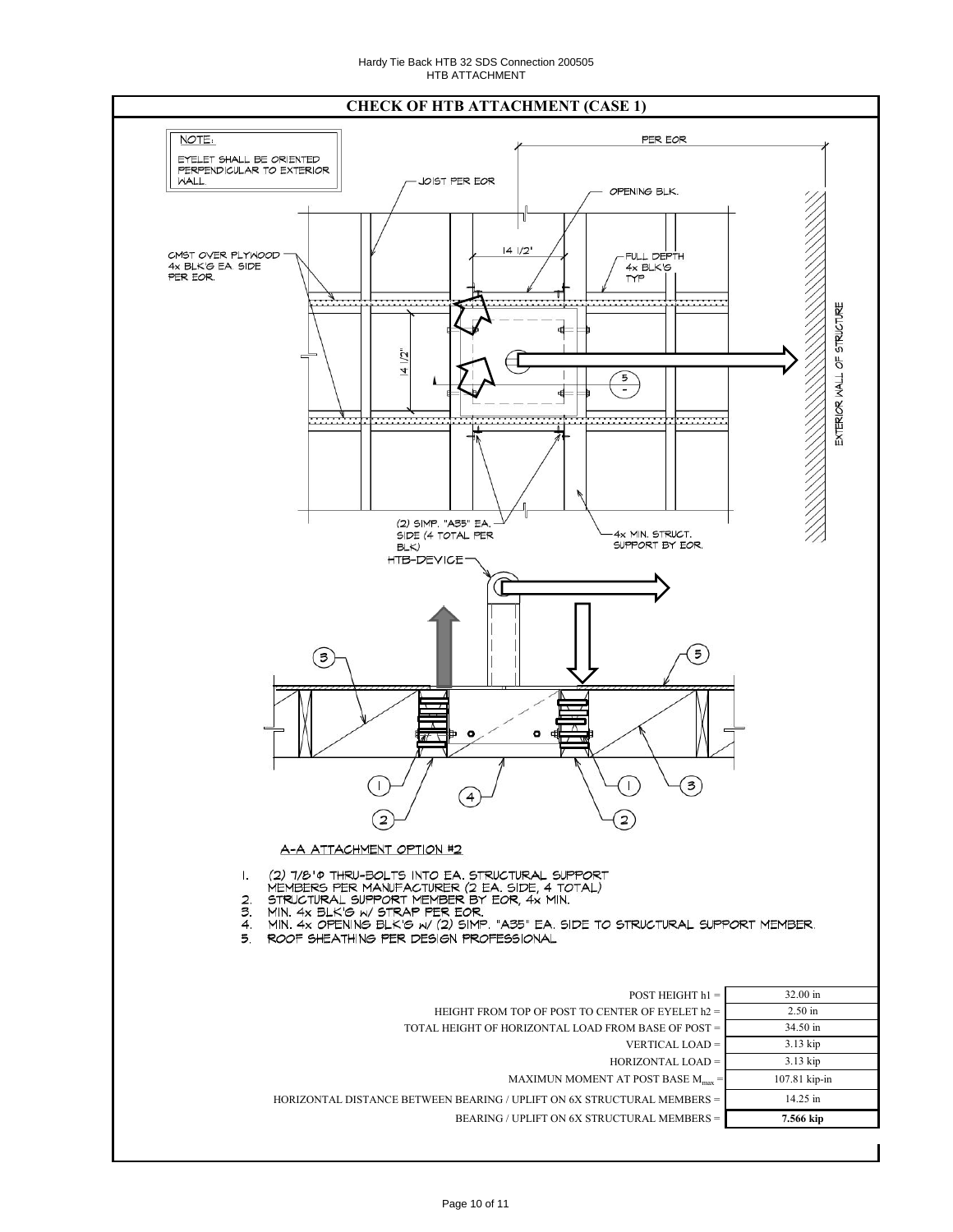## CHECK OF HTB ATTACHMENT (CASE 1)

NOTE:
EYELET SHALL BE ORIENTED PERPENDICULAR TO EXTERIOR WALL.

PER EOR

JOIST PER EOR

OPENING BLK.

CMST OVER PLYWOOD 4x BLK'G EA. SIDE PER EOR.

14 1/2"

FULL DEPTH 4x BLK'G TYP

14 1/2"

EXTERIOR WALL OF STRUCTURE

(2) SIMP. "A35" EA. SIDE (4 TOTAL PER BLK)

4x MIN. STRUCT. SUPPORT BY EOR.

HTB-DEVICE

A-A ATTACHMENT OPTION #2

1. (2) 7/8"Φ THRU-BOLTS INTO EA. STRUCTURAL SUPPORT MEMBERS PER MANUFACTURER (2 EA. SIDE, 4 TOTAL)
2. STRUCTURAL SUPPORT MEMBER BY EOR, 4x MIN.
3. MIN. 4x BLK'G w/ STRAP PER EOR.
4. MIN. 4x OPENING BLK'G w/ (2) SIMP. "A35" EA. SIDE TO STRUCTURAL SUPPORT MEMBER.
5. ROOF SHEATHING PER DESIGN PROFESSIONAL

| | |
|---|---|
| POST HEIGHT h1 = | 32.00 in |
| HEIGHT FROM TOP OF POST TO CENTER OF EYELET h2 = | 2.50 in |
| TOTAL HEIGHT OF HORIZONTAL LOAD FROM BASE OF POST = | 34.50 in |
| VERTICAL LOAD = | 3.13 kip |
| HORIZONTAL LOAD = | 3.13 kip |
| MAXIMUN MOMENT AT POST BASE $M_{max}$ = | 107.81 kip-in |
| HORIZONTAL DISTANCE BETWEEN BEARING / UPLIFT ON 6X STRUCTURAL MEMBERS = | 14.25 in |
| BEARING / UPLIFT ON 6X STRUCTURAL MEMBERS = | **7.566 kip** |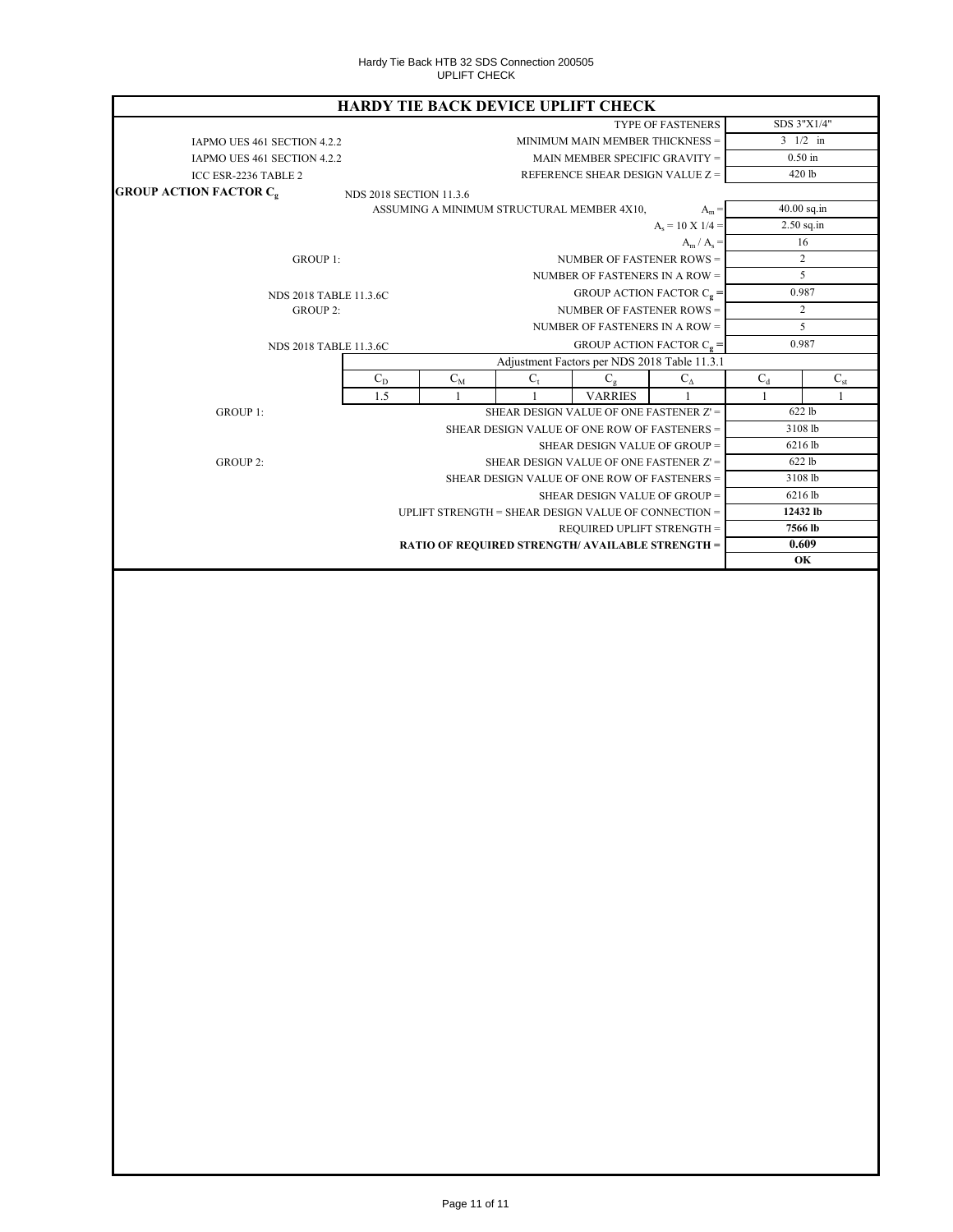## HARDY TIE BACK DEVICE UPLIFT CHECK

| | | |
|---|---|---|
| | TYPE OF FASTENERS | SDS 3"X1/4" |
| IAPMO UES 461 SECTION 4.2.2 | MINIMUM MAIN MEMBER THICKNESS = | 3 1/2 in |
| IAPMO UES 461 SECTION 4.2.2 | MAIN MEMBER SPECIFIC GRAVITY = | 0.50 in |
| ICC ESR-2236 TABLE 2 | REFERENCE SHEAR DESIGN VALUE Z = | 420 lb |

**GROUP ACTION FACTOR $C_g$** NDS 2018 SECTION 11.3.6

| | | |
|---|---|---|
| | ASSUMING A MINIMUM STRUCTURAL MEMBER 4X10, $A_m$ = | 40.00 sq.in |
| | $A_s$ = 10 X 1/4 = | 2.50 sq.in |
| | $A_m$ / $A_s$ = | 16 |
| GROUP 1: | NUMBER OF FASTENER ROWS = | 2 |
| | NUMBER OF FASTENERS IN A ROW = | 5 |
| NDS 2018 TABLE 11.3.6C | GROUP ACTION FACTOR $C_g$ = | 0.987 |
| GROUP 2: | NUMBER OF FASTENER ROWS = | 2 |
| | NUMBER OF FASTENERS IN A ROW = | 5 |
| NDS 2018 TABLE 11.3.6C | GROUP ACTION FACTOR $C_g$ = | 0.987 |

Adjustment Factors per NDS 2018 Table 11.3.1

| $C_D$ | $C_M$ | $C_t$ | $C_g$ | $C_\Delta$ | $C_d$ | $C_{st}$ |
|---|---|---|---|---|---|---|
| 1.5 | 1 | 1 | VARRIES | 1 | 1 | 1 |

| | | |
|---|---|---|
| GROUP 1: | SHEAR DESIGN VALUE OF ONE FASTENER Z' = | 622 lb |
| | SHEAR DESIGN VALUE OF ONE ROW OF FASTENERS = | 3108 lb |
| | SHEAR DESIGN VALUE OF GROUP = | 6216 lb |
| GROUP 2: | SHEAR DESIGN VALUE OF ONE FASTENER Z' = | 622 lb |
| | SHEAR DESIGN VALUE OF ONE ROW OF FASTENERS = | 3108 lb |
| | SHEAR DESIGN VALUE OF GROUP = | 6216 lb |
| | UPLIFT STRENGTH = SHEAR DESIGN VALUE OF CONNECTION = | **12432 lb** |
| | REQUIRED UPLIFT STRENGTH = | **7566 lb** |
| | **RATIO OF REQUIRED STRENGTH/ AVAILABLE STRENGTH =** | **0.609** |
| | | **OK** |